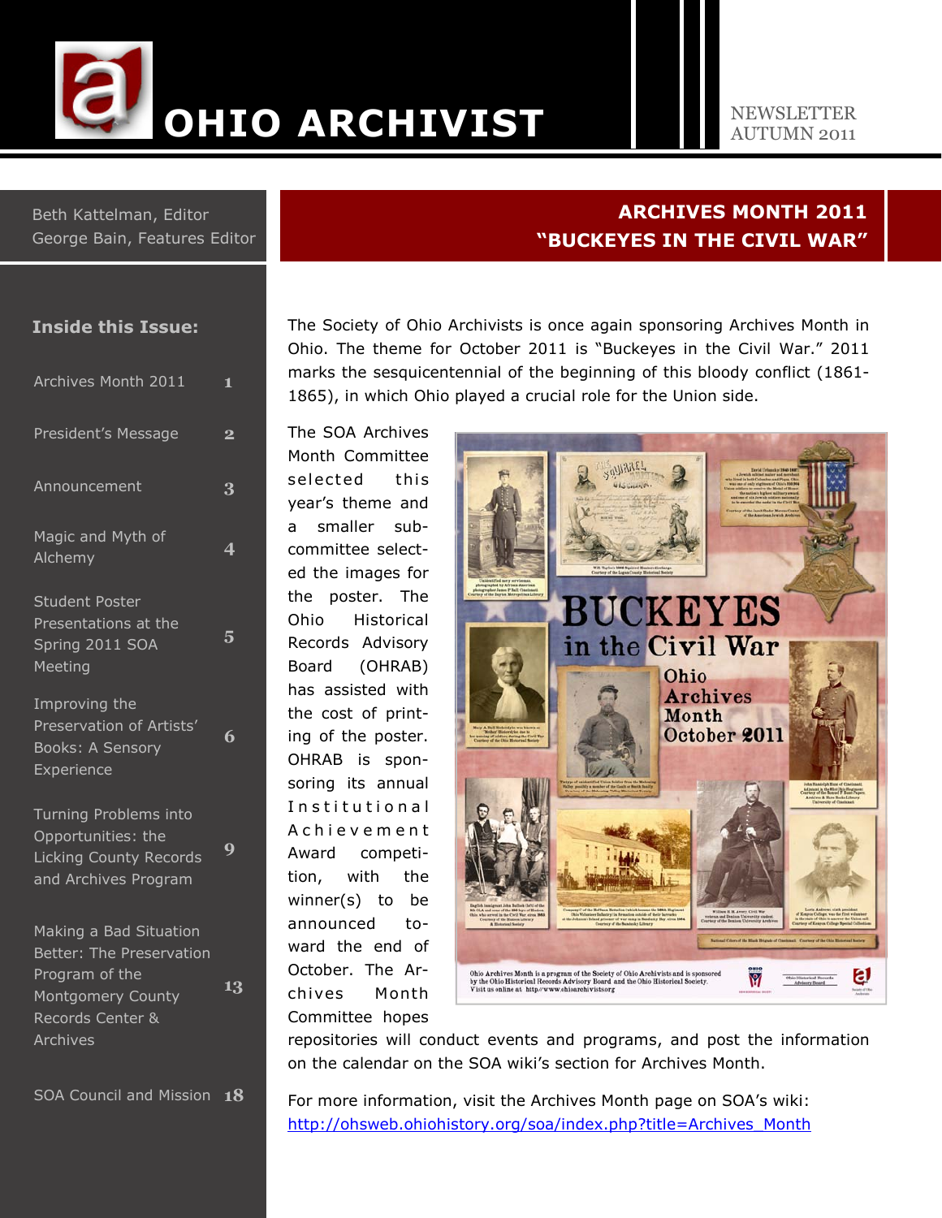# OHIO ARCHIVIST

NEWSLETTER
AUTUMN 2011

Beth Kattelman, Editor
George Bain, Features Editor

## Inside this Issue:

| | |
|---|---|
| Archives Month 2011 | 1 |
| President's Message | 2 |
| Announcement | 3 |
| Magic and Myth of Alchemy | 4 |
| Student Poster Presentations at the Spring 2011 SOA Meeting | 5 |
| Improving the Preservation of Artists' Books: A Sensory Experience | 6 |
| Turning Problems into Opportunities: the Licking County Records and Archives Program | 9 |
| Making a Bad Situation Better: The Preservation Program of the Montgomery County Records Center & Archives | 13 |
| SOA Council and Mission | 18 |

## ARCHIVES MONTH 2011 "BUCKEYES IN THE CIVIL WAR"

The Society of Ohio Archivists is once again sponsoring Archives Month in Ohio. The theme for October 2011 is "Buckeyes in the Civil War." 2011 marks the sesquicentennial of the beginning of this bloody conflict (1861-1865), in which Ohio played a crucial role for the Union side.

The SOA Archives Month Committee selected this year's theme and a smaller sub-committee selected the images for the poster. The Ohio Historical Records Advisory Board (OHRAB) has assisted with the cost of printing of the poster. OHRAB is sponsoring its annual Institutional Achievement Award competition, with the winner(s) to be announced toward the end of October. The Archives Month Committee hopes repositories will conduct events and programs, and post the information on the calendar on the SOA wiki's section for Archives Month.

For more information, visit the Archives Month page on SOA's wiki: http://ohsweb.ohiohistory.org/soa/index.php?title=Archives_Month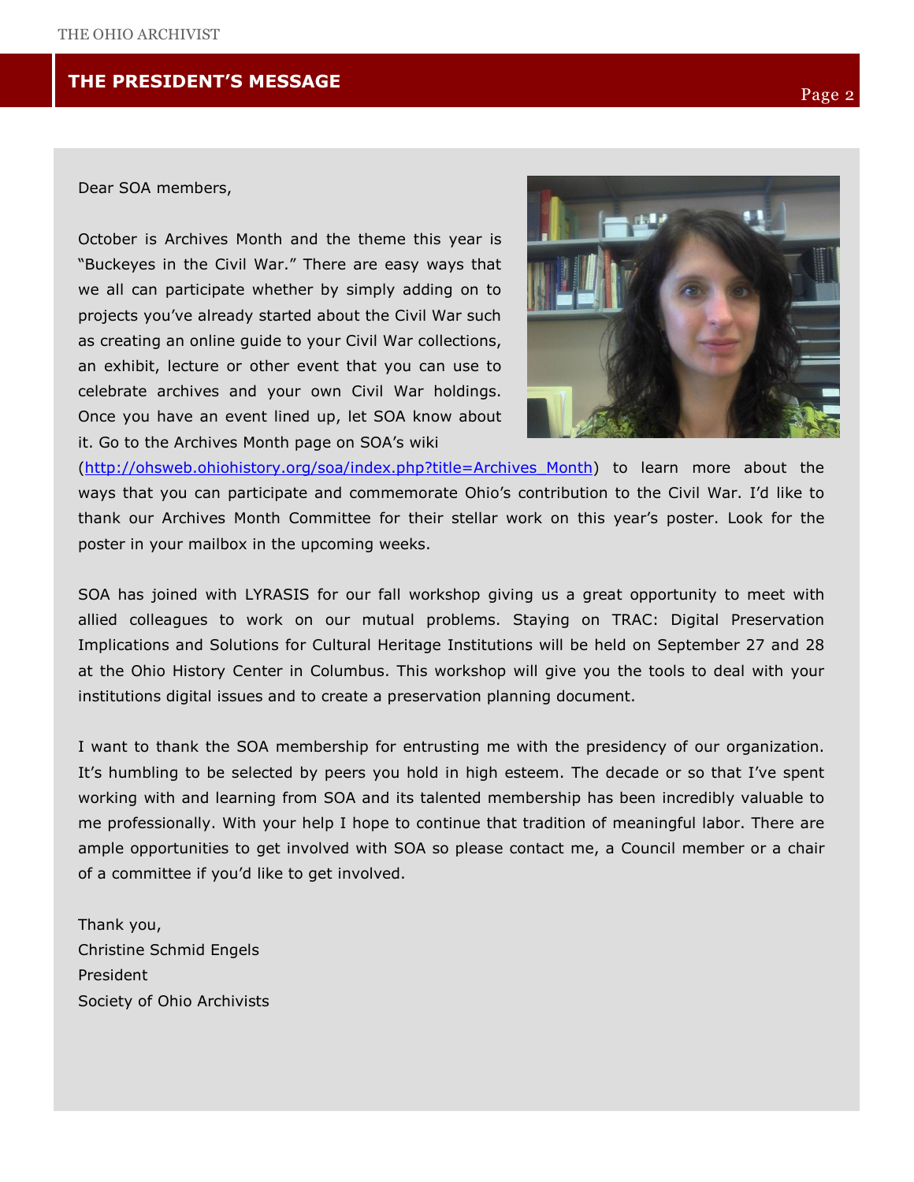## THE PRESIDENT'S MESSAGE

Dear SOA members,

October is Archives Month and the theme this year is "Buckeyes in the Civil War." There are easy ways that we all can participate whether by simply adding on to projects you've already started about the Civil War such as creating an online guide to your Civil War collections, an exhibit, lecture or other event that you can use to celebrate archives and your own Civil War holdings. Once you have an event lined up, let SOA know about it. Go to the Archives Month page on SOA's wiki (http://ohsweb.ohiohistory.org/soa/index.php?title=Archives_Month) to learn more about the ways that you can participate and commemorate Ohio's contribution to the Civil War. I'd like to thank our Archives Month Committee for their stellar work on this year's poster. Look for the poster in your mailbox in the upcoming weeks.

SOA has joined with LYRASIS for our fall workshop giving us a great opportunity to meet with allied colleagues to work on our mutual problems. Staying on TRAC: Digital Preservation Implications and Solutions for Cultural Heritage Institutions will be held on September 27 and 28 at the Ohio History Center in Columbus. This workshop will give you the tools to deal with your institutions digital issues and to create a preservation planning document.

I want to thank the SOA membership for entrusting me with the presidency of our organization. It's humbling to be selected by peers you hold in high esteem. The decade or so that I've spent working with and learning from SOA and its talented membership has been incredibly valuable to me professionally. With your help I hope to continue that tradition of meaningful labor. There are ample opportunities to get involved with SOA so please contact me, a Council member or a chair of a committee if you'd like to get involved.

Thank you,
Christine Schmid Engels
President
Society of Ohio Archivists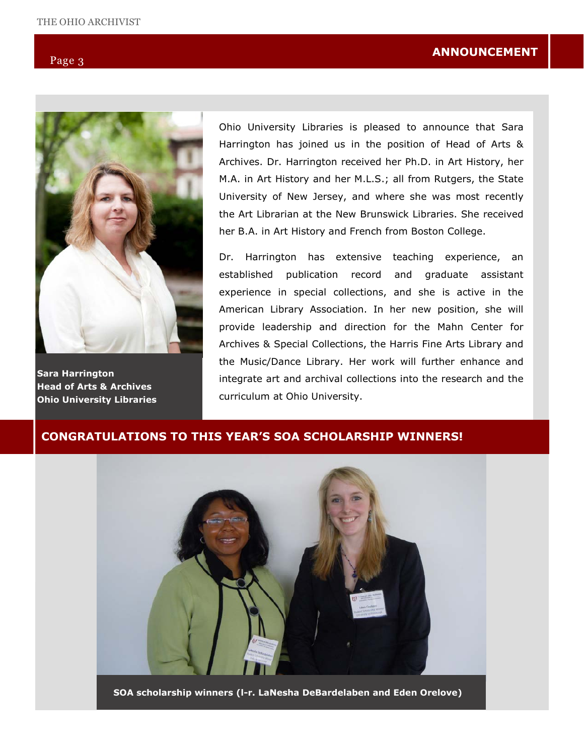## ANNOUNCEMENT

Sara Harrington
Head of Arts & Archives
Ohio University Libraries

Ohio University Libraries is pleased to announce that Sara Harrington has joined us in the position of Head of Arts & Archives. Dr. Harrington received her Ph.D. in Art History, her M.A. in Art History and her M.L.S.; all from Rutgers, the State University of New Jersey, and where she was most recently the Art Librarian at the New Brunswick Libraries. She received her B.A. in Art History and French from Boston College.

Dr. Harrington has extensive teaching experience, an established publication record and graduate assistant experience in special collections, and she is active in the American Library Association. In her new position, she will provide leadership and direction for the Mahn Center for Archives & Special Collections, the Harris Fine Arts Library and the Music/Dance Library. Her work will further enhance and integrate art and archival collections into the research and the curriculum at Ohio University.

## CONGRATULATIONS TO THIS YEAR'S SOA SCHOLARSHIP WINNERS!

SOA scholarship winners (l-r. LaNesha DeBardelaben and Eden Orelove)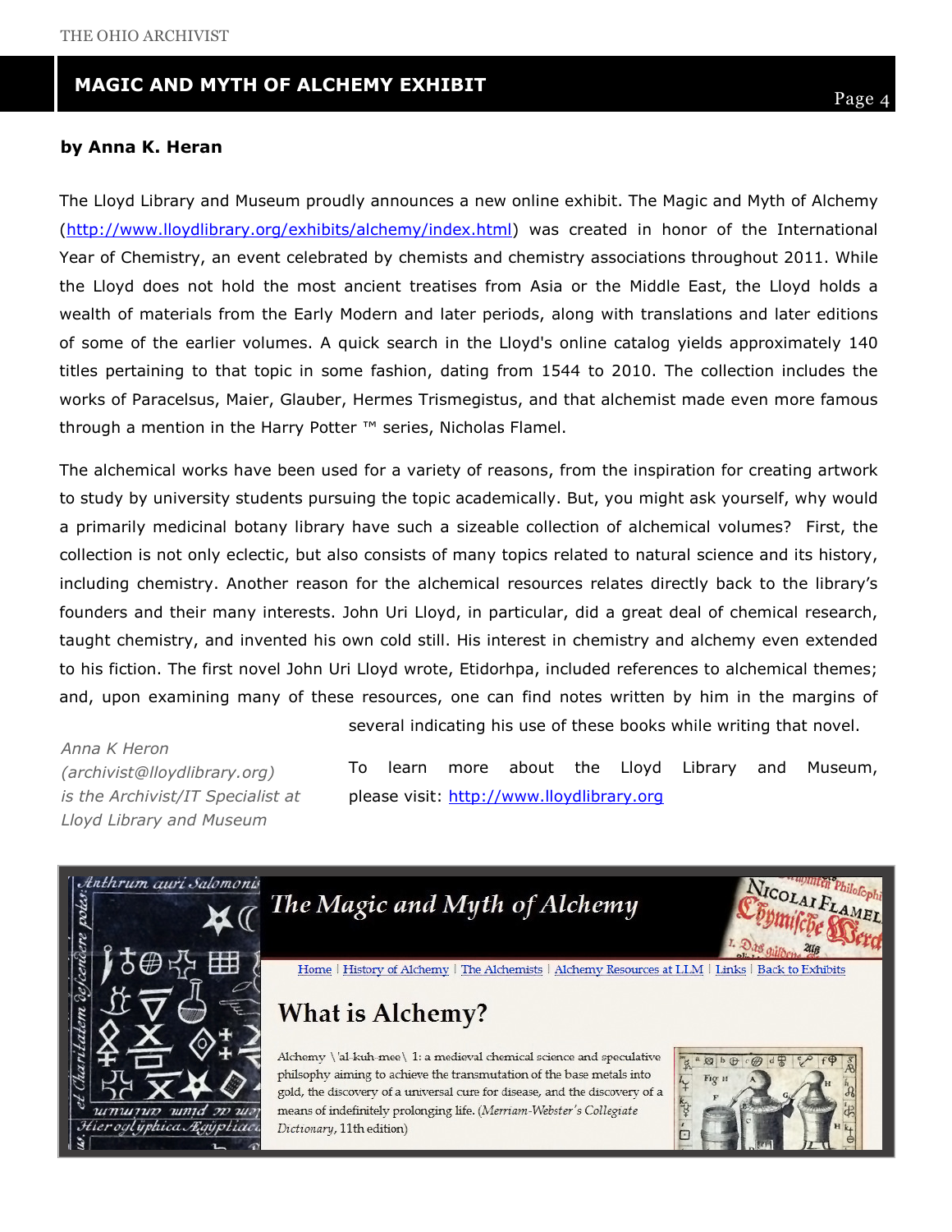# MAGIC AND MYTH OF ALCHEMY EXHIBIT

**by Anna K. Heran**

The Lloyd Library and Museum proudly announces a new online exhibit. The Magic and Myth of Alchemy (http://www.lloydlibrary.org/exhibits/alchemy/index.html) was created in honor of the International Year of Chemistry, an event celebrated by chemists and chemistry associations throughout 2011. While the Lloyd does not hold the most ancient treatises from Asia or the Middle East, the Lloyd holds a wealth of materials from the Early Modern and later periods, along with translations and later editions of some of the earlier volumes. A quick search in the Lloyd's online catalog yields approximately 140 titles pertaining to that topic in some fashion, dating from 1544 to 2010. The collection includes the works of Paracelsus, Maier, Glauber, Hermes Trismegistus, and that alchemist made even more famous through a mention in the Harry Potter ™ series, Nicholas Flamel.

The alchemical works have been used for a variety of reasons, from the inspiration for creating artwork to study by university students pursuing the topic academically. But, you might ask yourself, why would a primarily medicinal botany library have such a sizeable collection of alchemical volumes? First, the collection is not only eclectic, but also consists of many topics related to natural science and its history, including chemistry. Another reason for the alchemical resources relates directly back to the library's founders and their many interests. John Uri Lloyd, in particular, did a great deal of chemical research, taught chemistry, and invented his own cold still. His interest in chemistry and alchemy even extended to his fiction. The first novel John Uri Lloyd wrote, Etidorhpa, included references to alchemical themes; and, upon examining many of these resources, one can find notes written by him in the margins of several indicating his use of these books while writing that novel.

To learn more about the Lloyd Library and Museum, please visit: http://www.lloydlibrary.org

*Anna K Heron (archivist@lloydlibrary.org) is the Archivist/IT Specialist at Lloyd Library and Museum*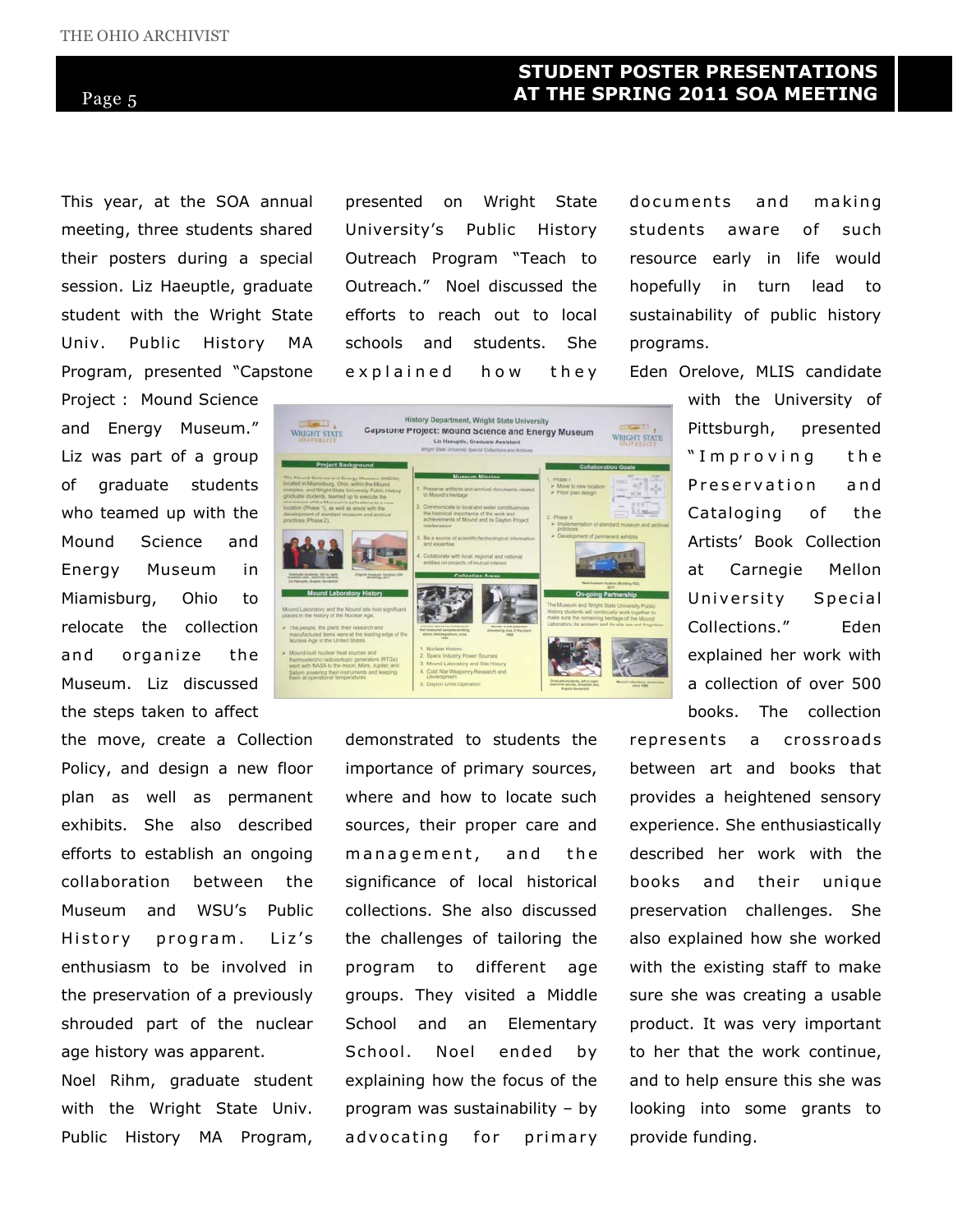## STUDENT POSTER PRESENTATIONS AT THE SPRING 2011 SOA MEETING

This year, at the SOA annual meeting, three students shared their posters during a special session. Liz Haeuptle, graduate student with the Wright State Univ. Public History MA Program, presented "Capstone Project : Mound Science and Energy Museum." Liz was part of a group of graduate students who teamed up with the Mound Science and Energy Museum in Miamisburg, Ohio to relocate the collection and organize the Museum. Liz discussed the steps taken to affect the move, create a Collection Policy, and design a new floor plan as well as permanent exhibits. She also described efforts to establish an ongoing collaboration between the Museum and WSU's Public History program. Liz's enthusiasm to be involved in the preservation of a previously shrouded part of the nuclear age history was apparent.

Noel Rihm, graduate student with the Wright State Univ. Public History MA Program, presented on Wright State University's Public History Outreach Program "Teach to Outreach." Noel discussed the efforts to reach out to local schools and students. She explained how they demonstrated to students the importance of primary sources, where and how to locate such sources, their proper care and management, and the significance of local historical collections. She also discussed the challenges of tailoring the program to different age groups. They visited a Middle School and an Elementary School. Noel ended by explaining how the focus of the program was sustainability – by advocating for primary documents and making students aware of such resource early in life would hopefully in turn lead to sustainability of public history programs.

Eden Orelove, MLIS candidate with the University of Pittsburgh, presented "Improving the Preservation and Cataloging of the Artists' Book Collection at Carnegie Mellon University Special Collections." Eden explained her work with a collection of over 500 books. The collection represents a crossroads between art and books that provides a heightened sensory experience. She enthusiastically described her work with the books and their unique preservation challenges. She also explained how she worked with the existing staff to make sure she was creating a usable product. It was very important to her that the work continue, and to help ensure this she was looking into some grants to provide funding.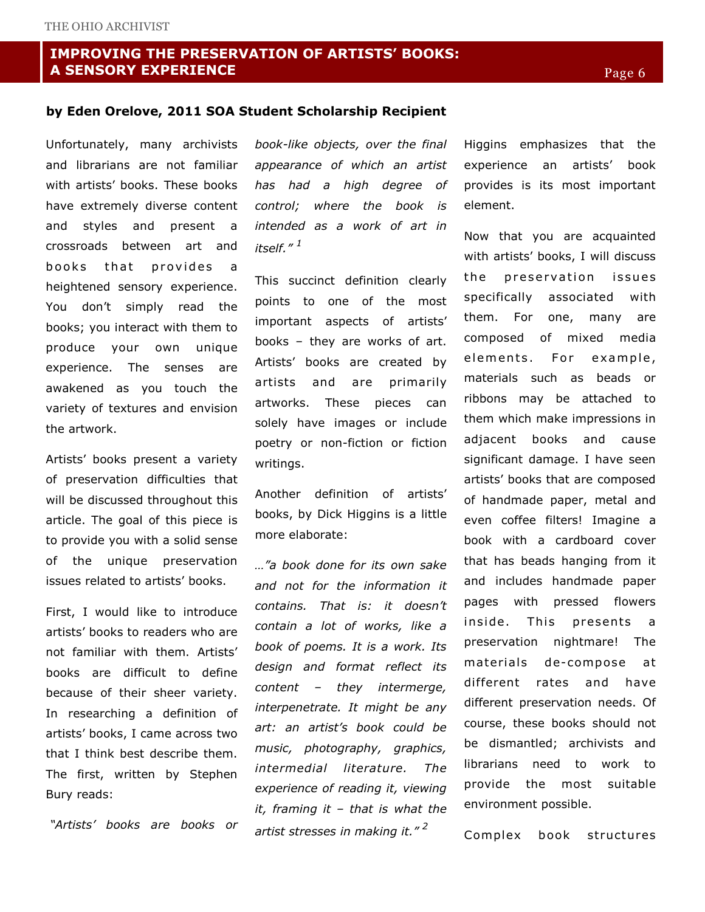## IMPROVING THE PRESERVATION OF ARTISTS' BOOKS: A SENSORY EXPERIENCE

**by Eden Orelove, 2011 SOA Student Scholarship Recipient**

Unfortunately, many archivists and librarians are not familiar with artists' books. These books have extremely diverse content and styles and present a crossroads between art and books that provides a heightened sensory experience. You don't simply read the books; you interact with them to produce your own unique experience. The senses are awakened as you touch the variety of textures and envision the artwork.

Artists' books present a variety of preservation difficulties that will be discussed throughout this article. The goal of this piece is to provide you with a solid sense of the unique preservation issues related to artists' books.

First, I would like to introduce artists' books to readers who are not familiar with them. Artists' books are difficult to define because of their sheer variety. In researching a definition of artists' books, I came across two that I think best describe them. The first, written by Stephen Bury reads:

*"Artists' books are books or book-like objects, over the final appearance of which an artist has had a high degree of control; where the book is intended as a work of art in itself."* [1]

This succinct definition clearly points to one of the most important aspects of artists' books – they are works of art. Artists' books are created by artists and are primarily artworks. These pieces can solely have images or include poetry or non-fiction or fiction writings.

Another definition of artists' books, by Dick Higgins is a little more elaborate:

*…"a book done for its own sake and not for the information it contains. That is: it doesn't contain a lot of works, like a book of poems. It is a work. Its design and format reflect its content – they intermerge, interpenetrate. It might be any art: an artist's book could be music, photography, graphics, intermedial literature. The experience of reading it, viewing it, framing it – that is what the artist stresses in making it."* [2]

Higgins emphasizes that the experience an artists' book provides is its most important element.

Now that you are acquainted with artists' books, I will discuss the preservation issues specifically associated with them. For one, many are composed of mixed media elements. For example, materials such as beads or ribbons may be attached to them which make impressions in adjacent books and cause significant damage. I have seen artists' books that are composed of handmade paper, metal and even coffee filters! Imagine a book with a cardboard cover that has beads hanging from it and includes handmade paper pages with pressed flowers inside. This presents a preservation nightmare! The materials de-compose at different rates and have different preservation needs. Of course, these books should not be dismantled; archivists and librarians need to work to provide the most suitable environment possible.

Complex book structures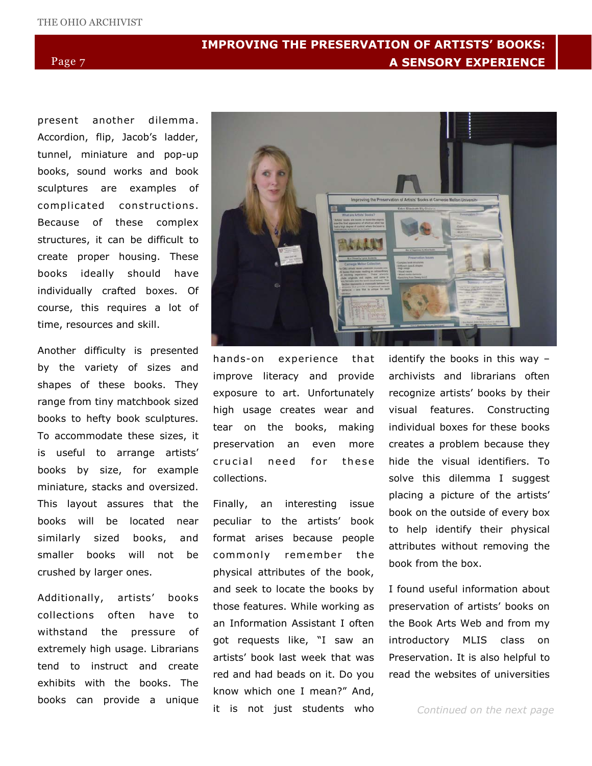present another dilemma. Accordion, flip, Jacob's ladder, tunnel, miniature and pop-up books, sound works and book sculptures are examples of complicated constructions. Because of these complex structures, it can be difficult to create proper housing. These books ideally should have individually crafted boxes. Of course, this requires a lot of time, resources and skill.

Another difficulty is presented by the variety of sizes and shapes of these books. They range from tiny matchbook sized books to hefty book sculptures. To accommodate these sizes, it is useful to arrange artists' books by size, for example miniature, stacks and oversized. This layout assures that the books will be located near similarly sized books, and smaller books will not be crushed by larger ones.

Additionally, artists' books collections often have to withstand the pressure of extremely high usage. Librarians tend to instruct and create exhibits with the books. The books can provide a unique hands-on experience that improve literacy and provide exposure to art. Unfortunately high usage creates wear and tear on the books, making preservation an even more crucial need for these collections.

Finally, an interesting issue peculiar to the artists' book format arises because people commonly remember the physical attributes of the book, and seek to locate the books by those features. While working as an Information Assistant I often got requests like, "I saw an artists' book last week that was red and had beads on it. Do you know which one I mean?" And, it is not just students who identify the books in this way – archivists and librarians often recognize artists' books by their visual features. Constructing individual boxes for these books creates a problem because they hide the visual identifiers. To solve this dilemma I suggest placing a picture of the artists' book on the outside of every box to help identify their physical attributes without removing the book from the box.

I found useful information about preservation of artists' books on the Book Arts Web and from my introductory MLIS class on Preservation. It is also helpful to read the websites of universities

*Continued on the next page*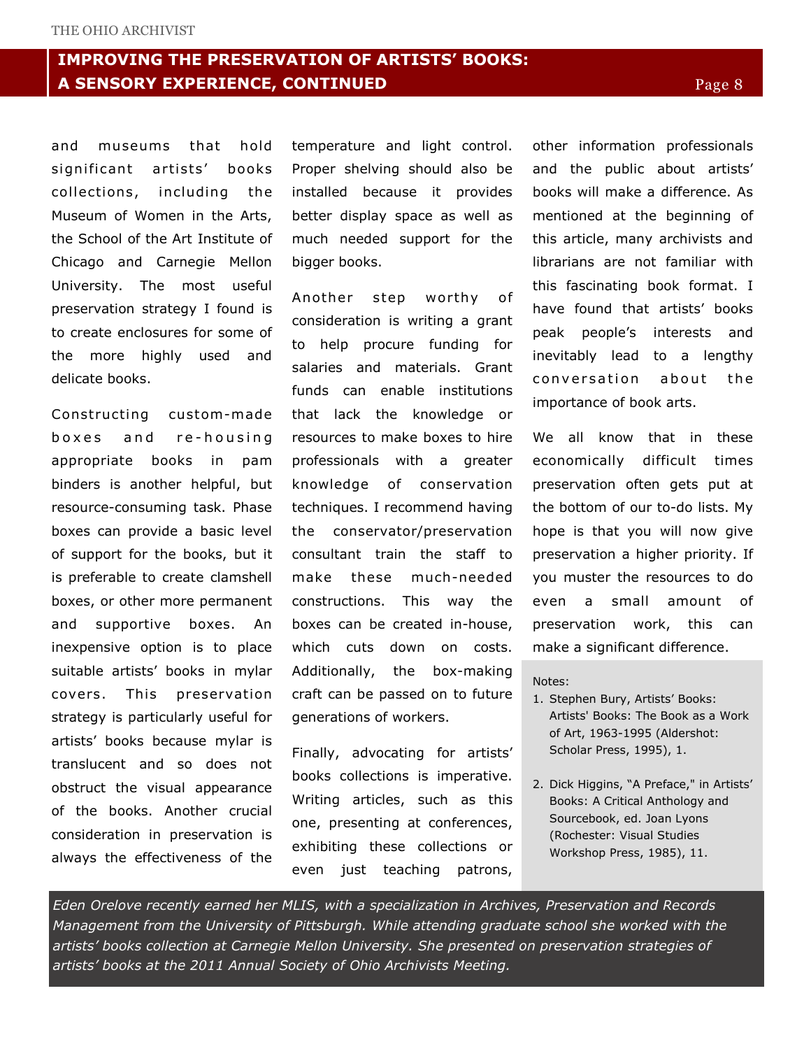## IMPROVING THE PRESERVATION OF ARTISTS' BOOKS: A SENSORY EXPERIENCE, CONTINUED

and museums that hold significant artists' books collections, including the Museum of Women in the Arts, the School of the Art Institute of Chicago and Carnegie Mellon University. The most useful preservation strategy I found is to create enclosures for some of the more highly used and delicate books.

Constructing custom-made boxes and re-housing appropriate books in pam binders is another helpful, but resource-consuming task. Phase boxes can provide a basic level of support for the books, but it is preferable to create clamshell boxes, or other more permanent and supportive boxes. An inexpensive option is to place suitable artists' books in mylar covers. This preservation strategy is particularly useful for artists' books because mylar is translucent and so does not obstruct the visual appearance of the books. Another crucial consideration in preservation is always the effectiveness of the temperature and light control. Proper shelving should also be installed because it provides better display space as well as much needed support for the bigger books.

Another step worthy of consideration is writing a grant to help procure funding for salaries and materials. Grant funds can enable institutions that lack the knowledge or resources to make boxes to hire professionals with a greater knowledge of conservation techniques. I recommend having the conservator/preservation consultant train the staff to make these much-needed constructions. This way the boxes can be created in-house, which cuts down on costs. Additionally, the box-making craft can be passed on to future generations of workers.

Finally, advocating for artists' books collections is imperative. Writing articles, such as this one, presenting at conferences, exhibiting these collections or even just teaching patrons, other information professionals and the public about artists' books will make a difference. As mentioned at the beginning of this article, many archivists and librarians are not familiar with this fascinating book format. I have found that artists' books peak people's interests and inevitably lead to a lengthy conversation about the importance of book arts.

We all know that in these economically difficult times preservation often gets put at the bottom of our to-do lists. My hope is that you will now give preservation a higher priority. If you muster the resources to do even a small amount of preservation work, this can make a significant difference.

Notes:

1. Stephen Bury, Artists' Books: Artists' Books: The Book as a Work of Art, 1963-1995 (Aldershot: Scholar Press, 1995), 1.
2. Dick Higgins, "A Preface," in Artists' Books: A Critical Anthology and Sourcebook, ed. Joan Lyons (Rochester: Visual Studies Workshop Press, 1985), 11.

*Eden Orelove recently earned her MLIS, with a specialization in Archives, Preservation and Records Management from the University of Pittsburgh. While attending graduate school she worked with the artists' books collection at Carnegie Mellon University. She presented on preservation strategies of artists' books at the 2011 Annual Society of Ohio Archivists Meeting.*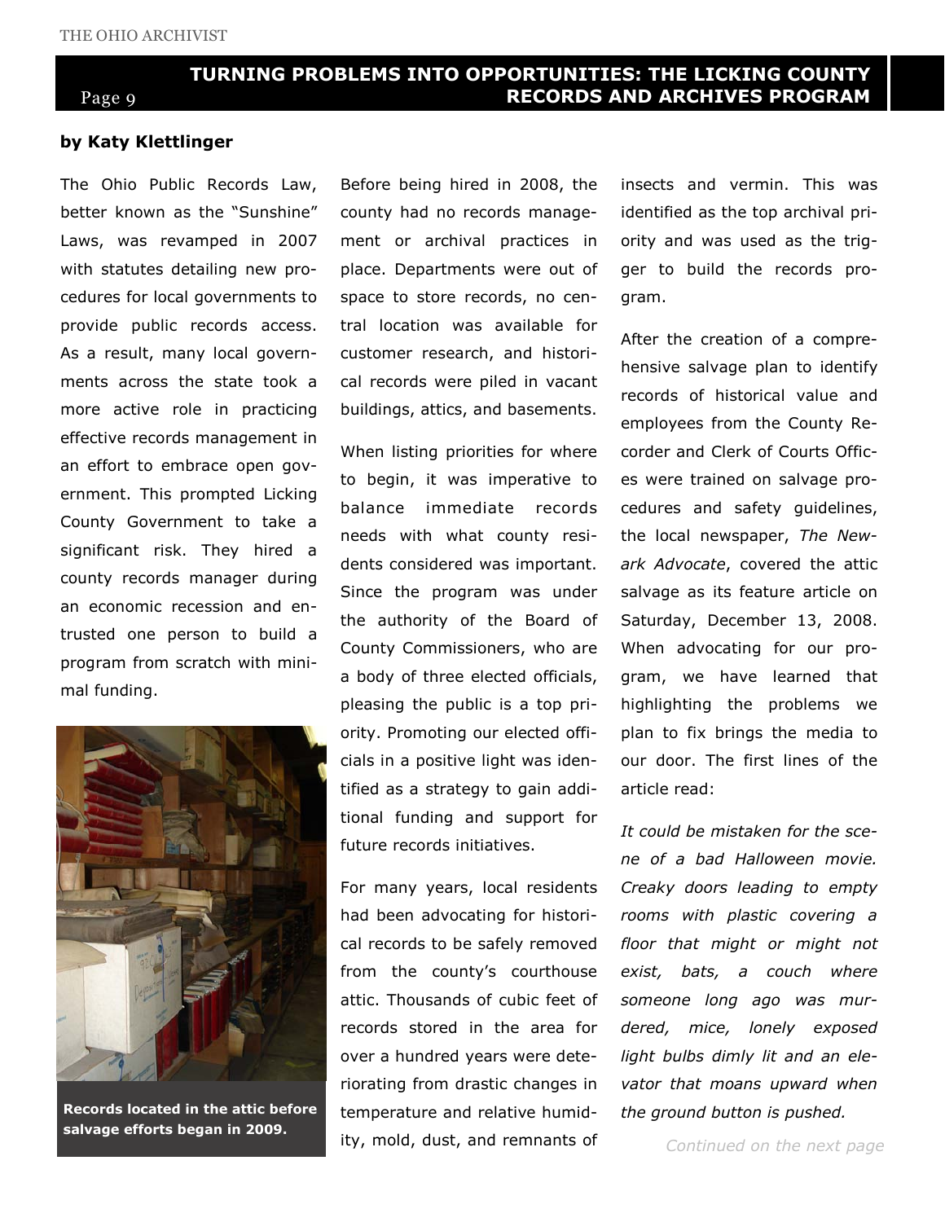## TURNING PROBLEMS INTO OPPORTUNITIES: THE LICKING COUNTY RECORDS AND ARCHIVES PROGRAM

**by Katy Klettlinger**

The Ohio Public Records Law, better known as the "Sunshine" Laws, was revamped in 2007 with statutes detailing new procedures for local governments to provide public records access. As a result, many local governments across the state took a more active role in practicing effective records management in an effort to embrace open government. This prompted Licking County Government to take a significant risk. They hired a county records manager during an economic recession and entrusted one person to build a program from scratch with minimal funding.

**Records located in the attic before salvage efforts began in 2009.**

Before being hired in 2008, the county had no records management or archival practices in place. Departments were out of space to store records, no central location was available for customer research, and historical records were piled in vacant buildings, attics, and basements.

When listing priorities for where to begin, it was imperative to balance immediate records needs with what county residents considered was important. Since the program was under the authority of the Board of County Commissioners, who are a body of three elected officials, pleasing the public is a top priority. Promoting our elected officials in a positive light was identified as a strategy to gain additional funding and support for future records initiatives.

For many years, local residents had been advocating for historical records to be safely removed from the county's courthouse attic. Thousands of cubic feet of records stored in the area for over a hundred years were deteriorating from drastic changes in temperature and relative humidity, mold, dust, and remnants of insects and vermin. This was identified as the top archival priority and was used as the trigger to build the records program.

After the creation of a comprehensive salvage plan to identify records of historical value and employees from the County Recorder and Clerk of Courts Offices were trained on salvage procedures and safety guidelines, the local newspaper, *The Newark Advocate*, covered the attic salvage as its feature article on Saturday, December 13, 2008. When advocating for our program, we have learned that highlighting the problems we plan to fix brings the media to our door. The first lines of the article read:

*It could be mistaken for the scene of a bad Halloween movie. Creaky doors leading to empty rooms with plastic covering a floor that might or might not exist, bats, a couch where someone long ago was murdered, mice, lonely exposed light bulbs dimly lit and an elevator that moans upward when the ground button is pushed.*

*Continued on the next page*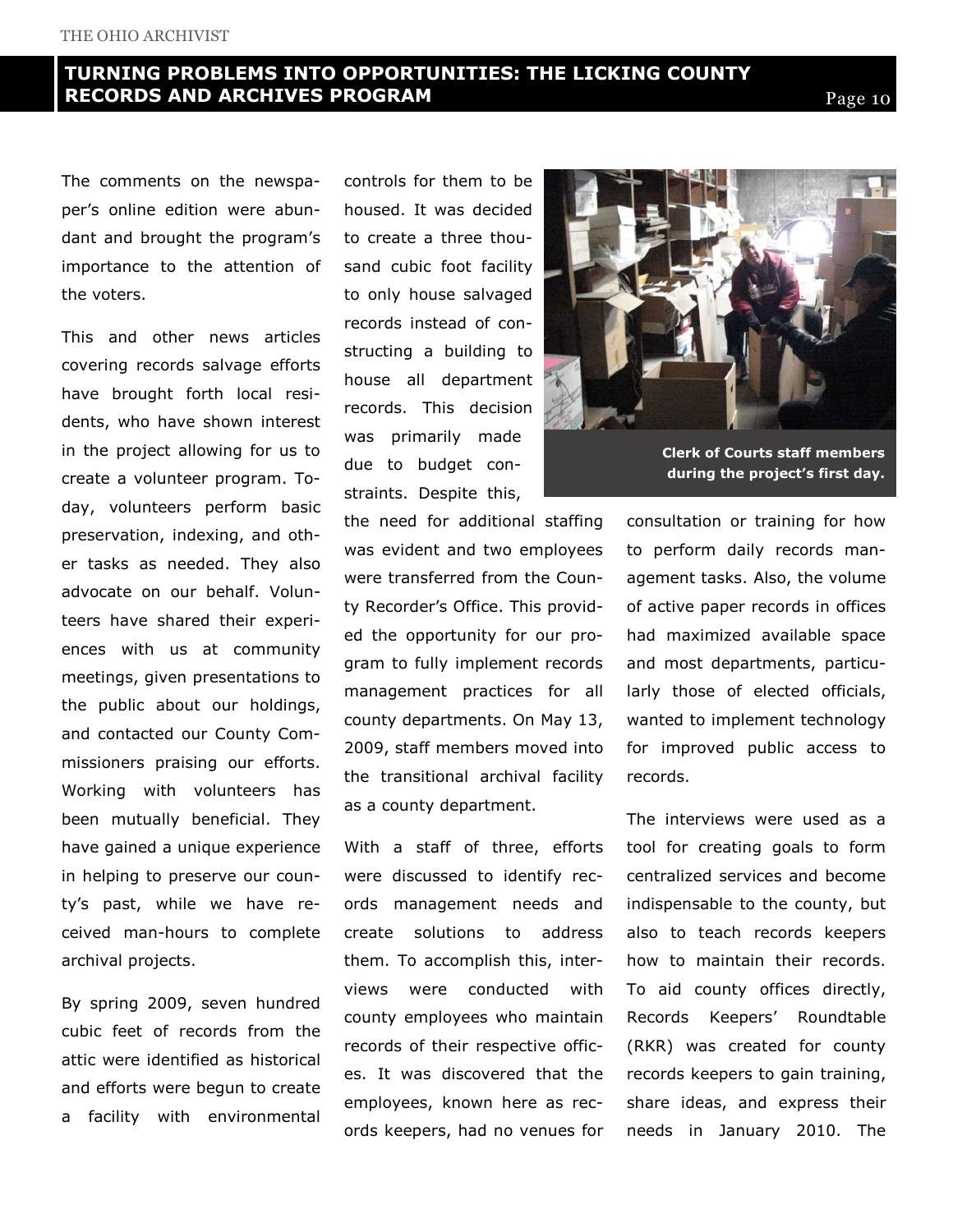## TURNING PROBLEMS INTO OPPORTUNITIES: THE LICKING COUNTY RECORDS AND ARCHIVES PROGRAM

The comments on the newspaper's online edition were abundant and brought the program's importance to the attention of the voters.

This and other news articles covering records salvage efforts have brought forth local residents, who have shown interest in the project allowing for us to create a volunteer program. Today, volunteers perform basic preservation, indexing, and other tasks as needed. They also advocate on our behalf. Volunteers have shared their experiences with us at community meetings, given presentations to the public about our holdings, and contacted our County Commissioners praising our efforts. Working with volunteers has been mutually beneficial. They have gained a unique experience in helping to preserve our county's past, while we have received man-hours to complete archival projects.

By spring 2009, seven hundred cubic feet of records from the attic were identified as historical and efforts were begun to create a facility with environmental controls for them to be housed. It was decided to create a three thousand cubic foot facility to only house salvaged records instead of constructing a building to house all department records. This decision was primarily made due to budget constraints. Despite this, the need for additional staffing was evident and two employees were transferred from the County Recorder's Office. This provided the opportunity for our program to fully implement records management practices for all county departments. On May 13, 2009, staff members moved into the transitional archival facility as a county department.

**Clerk of Courts staff members during the project's first day.**

With a staff of three, efforts were discussed to identify records management needs and create solutions to address them. To accomplish this, interviews were conducted with county employees who maintain records of their respective offices. It was discovered that the employees, known here as records keepers, had no venues for consultation or training for how to perform daily records management tasks. Also, the volume of active paper records in offices had maximized available space and most departments, particularly those of elected officials, wanted to implement technology for improved public access to records.

The interviews were used as a tool for creating goals to form centralized services and become indispensable to the county, but also to teach records keepers how to maintain their records. To aid county offices directly, Records Keepers' Roundtable (RKR) was created for county records keepers to gain training, share ideas, and express their needs in January 2010. The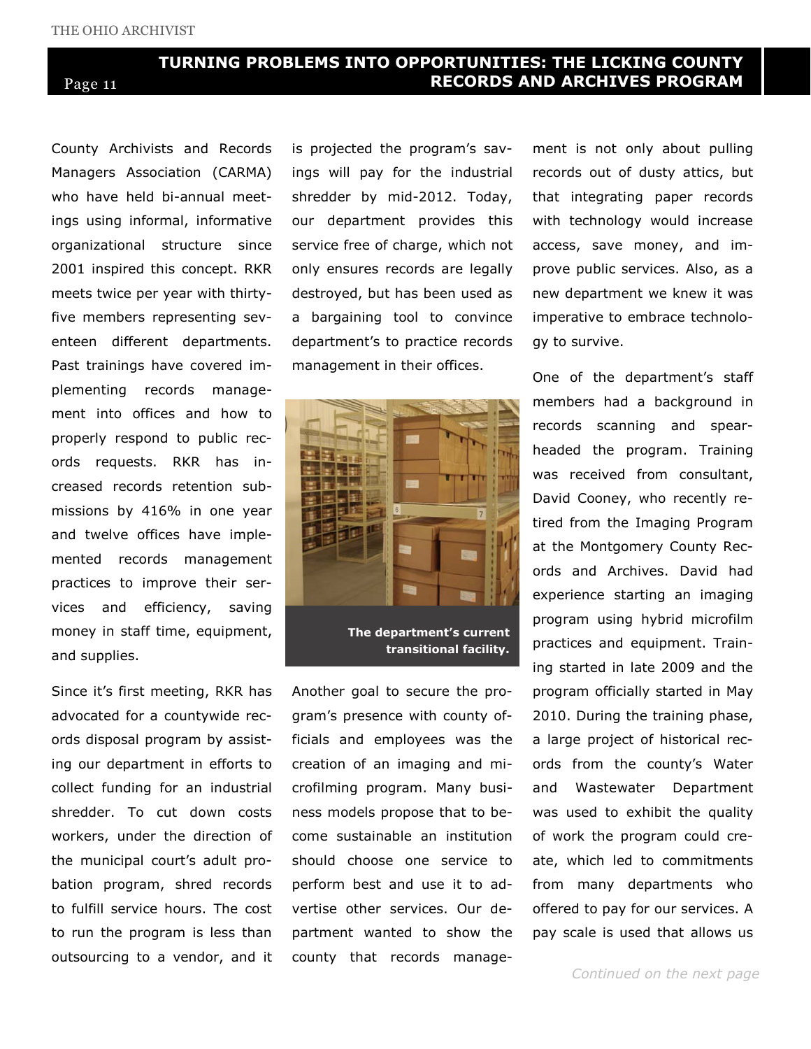County Archivists and Records Managers Association (CARMA) who have held bi-annual meetings using informal, informative organizational structure since 2001 inspired this concept. RKR meets twice per year with thirty-five members representing seventeen different departments. Past trainings have covered implementing records management into offices and how to properly respond to public records requests. RKR has increased records retention submissions by 416% in one year and twelve offices have implemented records management practices to improve their services and efficiency, saving money in staff time, equipment, and supplies.

Since it's first meeting, RKR has advocated for a countywide records disposal program by assisting our department in efforts to collect funding for an industrial shredder. To cut down costs workers, under the direction of the municipal court's adult probation program, shred records to fulfill service hours. The cost to run the program is less than outsourcing to a vendor, and it is projected the program's savings will pay for the industrial shredder by mid-2012. Today, our department provides this service free of charge, which not only ensures records are legally destroyed, but has been used as a bargaining tool to convince department's to practice records management in their offices.

**The department's current transitional facility.**

Another goal to secure the program's presence with county officials and employees was the creation of an imaging and microfilming program. Many business models propose that to become sustainable an institution should choose one service to perform best and use it to advertise other services. Our department wanted to show the county that records management is not only about pulling records out of dusty attics, but that integrating paper records with technology would increase access, save money, and improve public services. Also, as a new department we knew it was imperative to embrace technology to survive.

One of the department's staff members had a background in records scanning and spearheaded the program. Training was received from consultant, David Cooney, who recently retired from the Imaging Program at the Montgomery County Records and Archives. David had experience starting an imaging program using hybrid microfilm practices and equipment. Training started in late 2009 and the program officially started in May 2010. During the training phase, a large project of historical records from the county's Water and Wastewater Department was used to exhibit the quality of work the program could create, which led to commitments from many departments who offered to pay for our services. A pay scale is used that allows us

*Continued on the next page*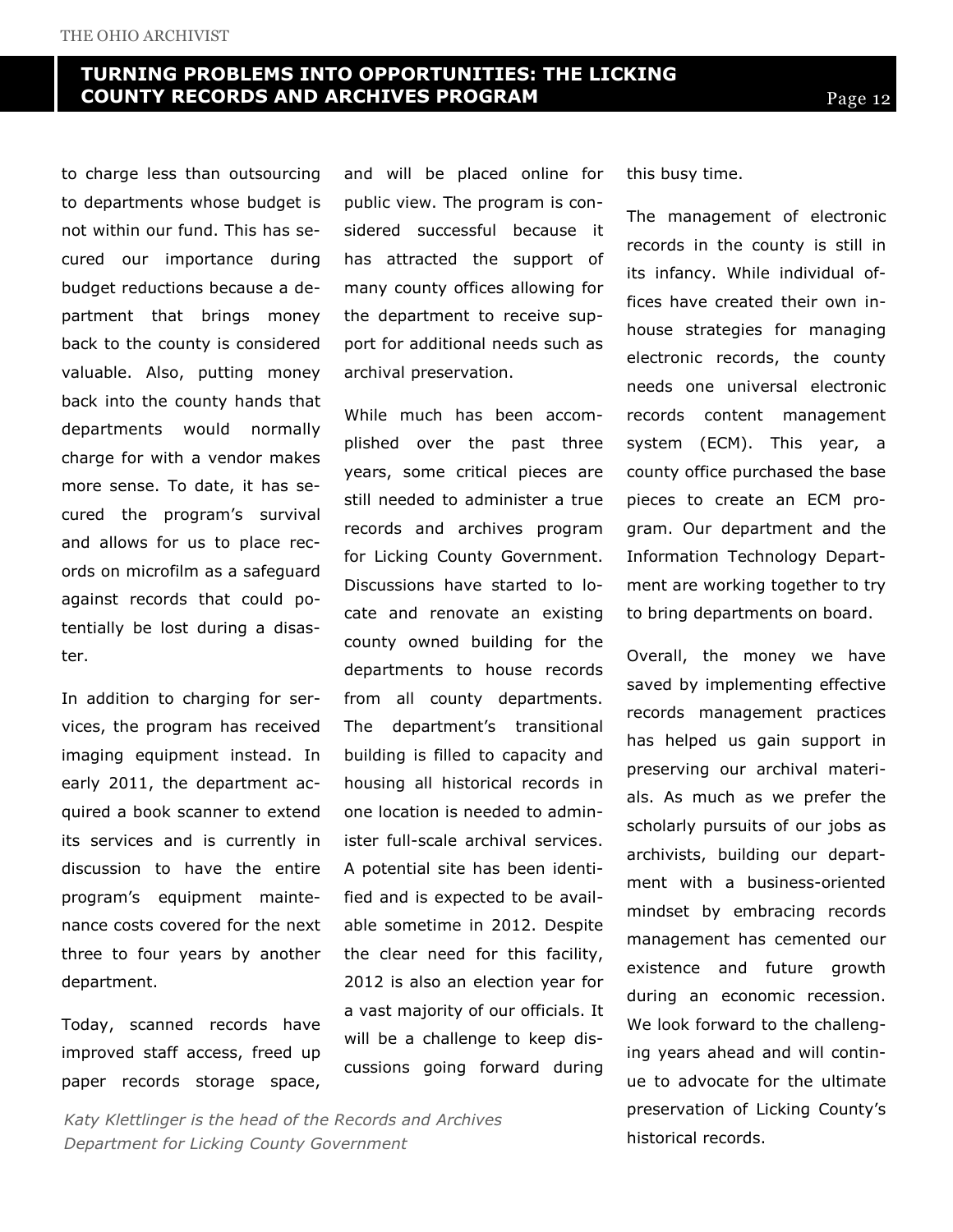to charge less than outsourcing to departments whose budget is not within our fund. This has secured our importance during budget reductions because a department that brings money back to the county is considered valuable. Also, putting money back into the county hands that departments would normally charge for with a vendor makes more sense. To date, it has secured the program's survival and allows for us to place records on microfilm as a safeguard against records that could potentially be lost during a disaster.

In addition to charging for services, the program has received imaging equipment instead. In early 2011, the department acquired a book scanner to extend its services and is currently in discussion to have the entire program's equipment maintenance costs covered for the next three to four years by another department.

Today, scanned records have improved staff access, freed up paper records storage space, and will be placed online for public view. The program is considered successful because it has attracted the support of many county offices allowing for the department to receive support for additional needs such as archival preservation.

While much has been accomplished over the past three years, some critical pieces are still needed to administer a true records and archives program for Licking County Government. Discussions have started to locate and renovate an existing county owned building for the departments to house records from all county departments. The department's transitional building is filled to capacity and housing all historical records in one location is needed to administer full-scale archival services. A potential site has been identified and is expected to be available sometime in 2012. Despite the clear need for this facility, 2012 is also an election year for a vast majority of our officials. It will be a challenge to keep discussions going forward during this busy time.

The management of electronic records in the county is still in its infancy. While individual offices have created their own in-house strategies for managing electronic records, the county needs one universal electronic records content management system (ECM). This year, a county office purchased the base pieces to create an ECM program. Our department and the Information Technology Department are working together to try to bring departments on board.

Overall, the money we have saved by implementing effective records management practices has helped us gain support in preserving our archival materials. As much as we prefer the scholarly pursuits of our jobs as archivists, building our department with a business-oriented mindset by embracing records management has cemented our existence and future growth during an economic recession. We look forward to the challenging years ahead and will continue to advocate for the ultimate preservation of Licking County's historical records.

*Katy Klettlinger is the head of the Records and Archives Department for Licking County Government*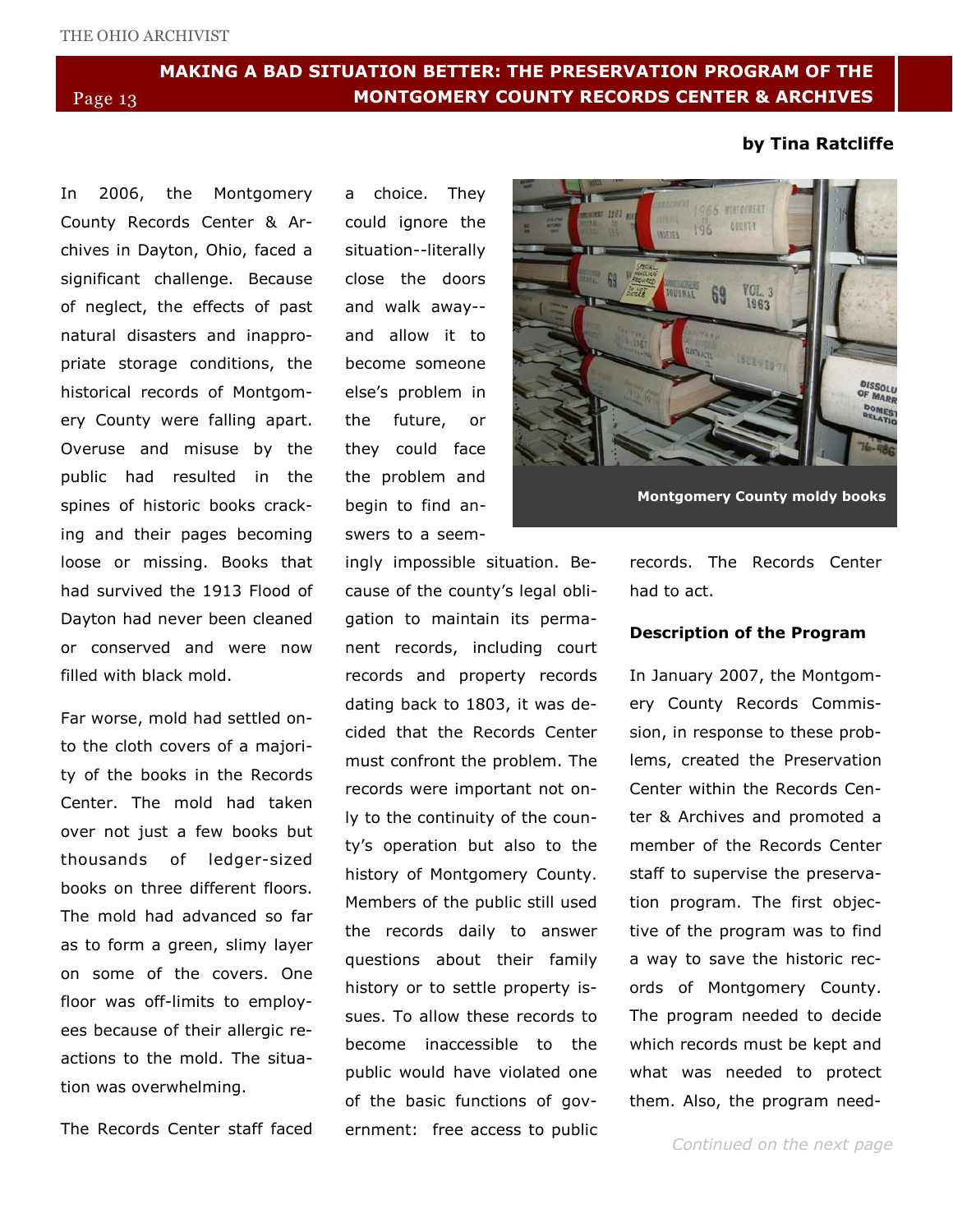# MAKING A BAD SITUATION BETTER: THE PRESERVATION PROGRAM OF THE MONTGOMERY COUNTY RECORDS CENTER & ARCHIVES

**by Tina Ratcliffe**

In 2006, the Montgomery County Records Center & Archives in Dayton, Ohio, faced a significant challenge. Because of neglect, the effects of past natural disasters and inappropriate storage conditions, the historical records of Montgomery County were falling apart. Overuse and misuse by the public had resulted in the spines of historic books cracking and their pages becoming loose or missing. Books that had survived the 1913 Flood of Dayton had never been cleaned or conserved and were now filled with black mold.

Far worse, mold had settled onto the cloth covers of a majority of the books in the Records Center. The mold had taken over not just a few books but thousands of ledger-sized books on three different floors. The mold had advanced so far as to form a green, slimy layer on some of the covers. One floor was off-limits to employees because of their allergic reactions to the mold. The situation was overwhelming.

The Records Center staff faced a choice. They could ignore the situation--literally close the doors and walk away--and allow it to become someone else's problem in the future, or they could face the problem and begin to find answers to a seemingly impossible situation. Because of the county's legal obligation to maintain its permanent records, including court records and property records dating back to 1803, it was decided that the Records Center must confront the problem. The records were important not only to the continuity of the county's operation but also to the history of Montgomery County. Members of the public still used the records daily to answer questions about their family history or to settle property issues. To allow these records to become inaccessible to the public would have violated one of the basic functions of government: free access to public records. The Records Center had to act.

Montgomery County moldy books

## Description of the Program

In January 2007, the Montgomery County Records Commission, in response to these problems, created the Preservation Center within the Records Center & Archives and promoted a member of the Records Center staff to supervise the preservation program. The first objective of the program was to find a way to save the historic records of Montgomery County. The program needed to decide which records must be kept and what was needed to protect them. Also, the program need-

*Continued on the next page*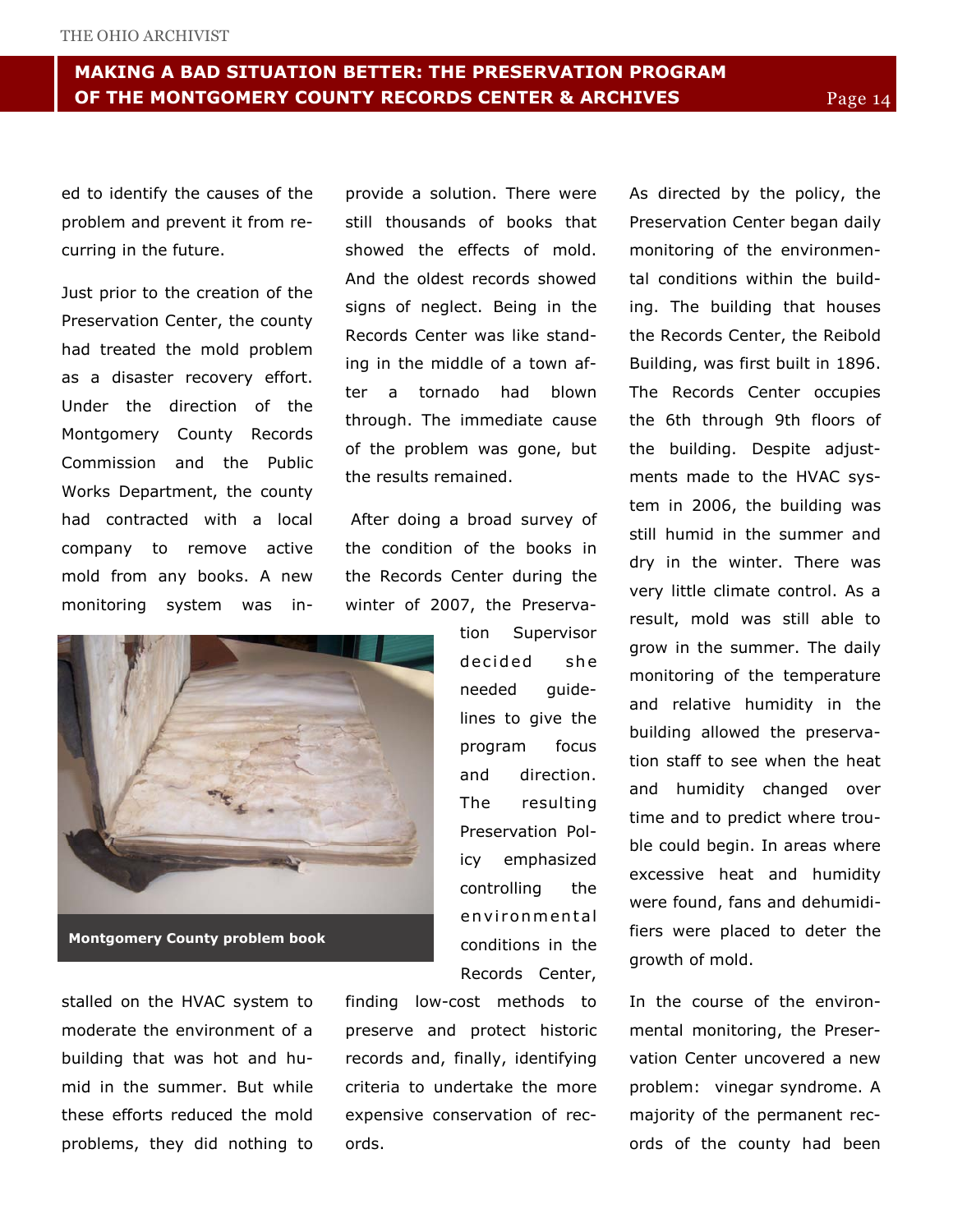ed to identify the causes of the problem and prevent it from recurring in the future.

Just prior to the creation of the Preservation Center, the county had treated the mold problem as a disaster recovery effort. Under the direction of the Montgomery County Records Commission and the Public Works Department, the county had contracted with a local company to remove active mold from any books. A new monitoring system was installed on the HVAC system to moderate the environment of a building that was hot and humid in the summer. But while these efforts reduced the mold problems, they did nothing to provide a solution. There were still thousands of books that showed the effects of mold. And the oldest records showed signs of neglect. Being in the Records Center was like standing in the middle of a town after a tornado had blown through. The immediate cause of the problem was gone, but the results remained.

Montgomery County problem book

After doing a broad survey of the condition of the books in the Records Center during the winter of 2007, the Preservation Supervisor decided she needed guidelines to give the program focus and direction. The resulting Preservation Policy emphasized controlling the environmental conditions in the Records Center, finding low-cost methods to preserve and protect historic records and, finally, identifying criteria to undertake the more expensive conservation of records.

As directed by the policy, the Preservation Center began daily monitoring of the environmental conditions within the building. The building that houses the Records Center, the Reibold Building, was first built in 1896. The Records Center occupies the 6th through 9th floors of the building. Despite adjustments made to the HVAC system in 2006, the building was still humid in the summer and dry in the winter. There was very little climate control. As a result, mold was still able to grow in the summer. The daily monitoring of the temperature and relative humidity in the building allowed the preservation staff to see when the heat and humidity changed over time and to predict where trouble could begin. In areas where excessive heat and humidity were found, fans and dehumidifiers were placed to deter the growth of mold.

In the course of the environmental monitoring, the Preservation Center uncovered a new problem: vinegar syndrome. A majority of the permanent records of the county had been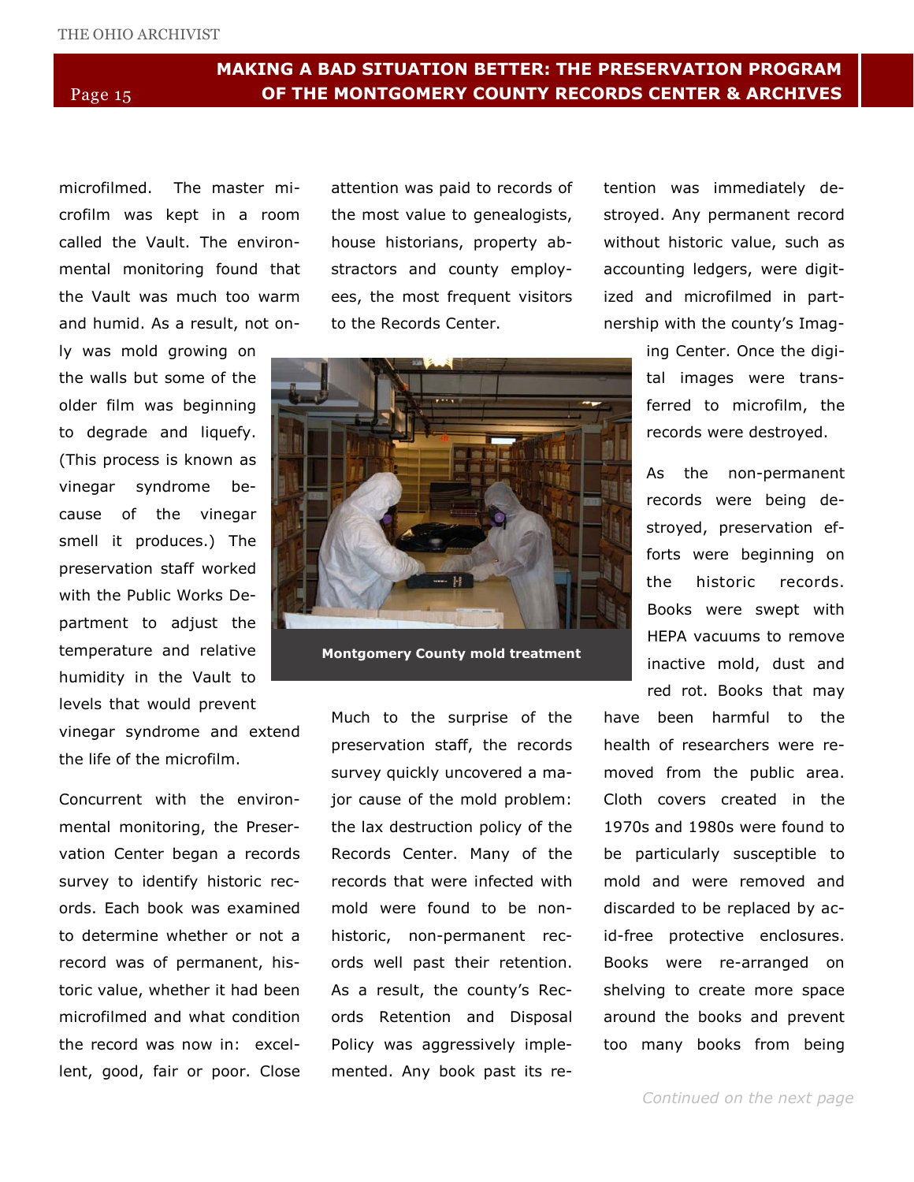microfilmed. The master microfilm was kept in a room called the Vault. The environmental monitoring found that the Vault was much too warm and humid. As a result, not only was mold growing on the walls but some of the older film was beginning to degrade and liquefy. (This process is known as vinegar syndrome because of the vinegar smell it produces.) The preservation staff worked with the Public Works Department to adjust the temperature and relative humidity in the Vault to levels that would prevent vinegar syndrome and extend the life of the microfilm.

Concurrent with the environmental monitoring, the Preservation Center began a records survey to identify historic records. Each book was examined to determine whether or not a record was of permanent, historic value, whether it had been microfilmed and what condition the record was now in: excellent, good, fair or poor. Close attention was paid to records of the most value to genealogists, house historians, property abstractors and county employees, the most frequent visitors to the Records Center.

Montgomery County mold treatment

Much to the surprise of the preservation staff, the records survey quickly uncovered a major cause of the mold problem: the lax destruction policy of the Records Center. Many of the records that were infected with mold were found to be non-historic, non-permanent records well past their retention. As a result, the county's Records Retention and Disposal Policy was aggressively implemented. Any book past its retention was immediately destroyed. Any permanent record without historic value, such as accounting ledgers, were digitized and microfilmed in partnership with the county's Imaging Center. Once the digital images were transferred to microfilm, the records were destroyed.

As the non-permanent records were being destroyed, preservation efforts were beginning on the historic records. Books were swept with HEPA vacuums to remove inactive mold, dust and red rot. Books that may have been harmful to the health of researchers were removed from the public area. Cloth covers created in the 1970s and 1980s were found to be particularly susceptible to mold and were removed and discarded to be replaced by acid-free protective enclosures. Books were re-arranged on shelving to create more space around the books and prevent too many books from being

*Continued on the next page*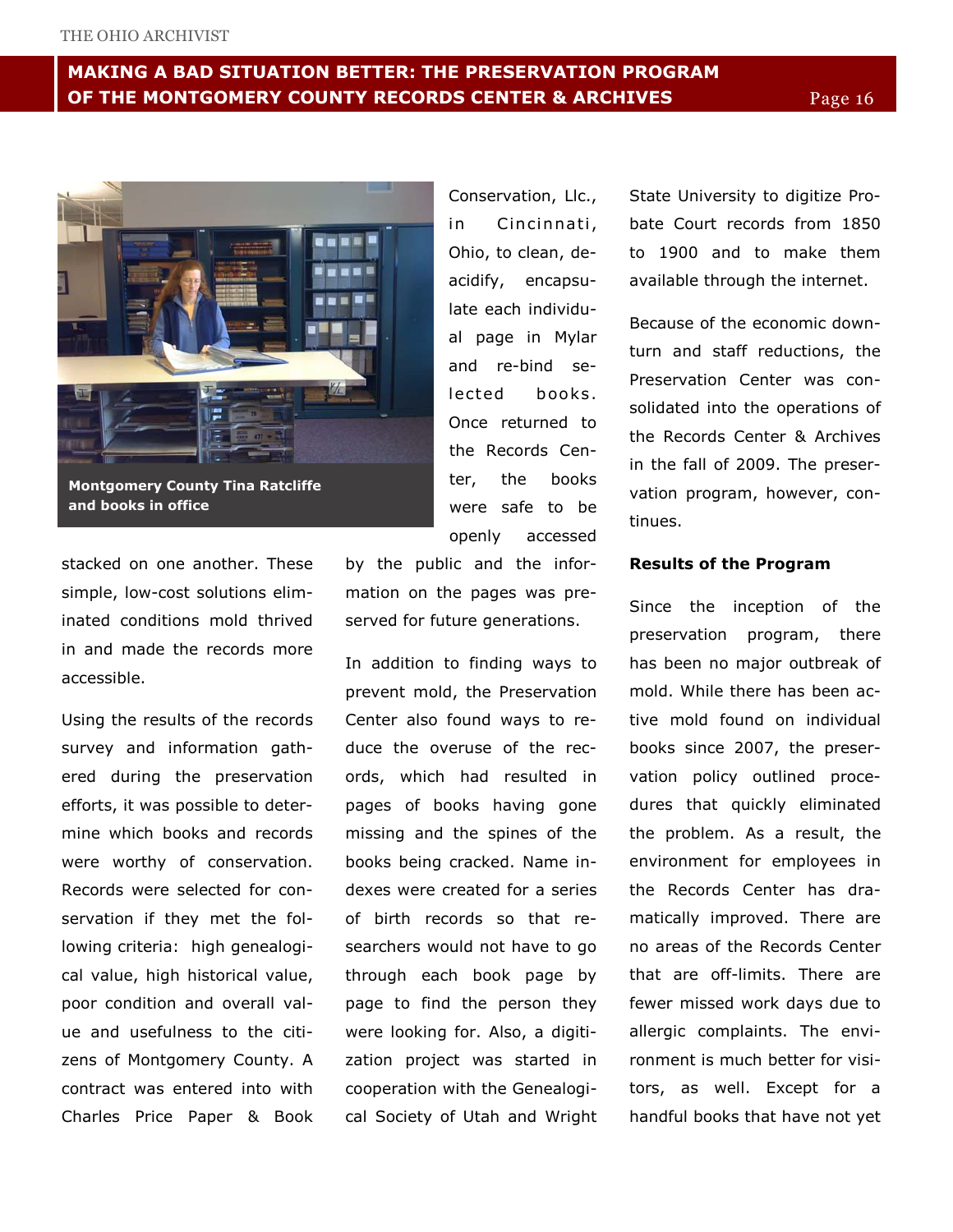Montgomery County Tina Ratcliffe and books in office

stacked on one another. These simple, low-cost solutions eliminated conditions mold thrived in and made the records more accessible.

Using the results of the records survey and information gathered during the preservation efforts, it was possible to determine which books and records were worthy of conservation. Records were selected for conservation if they met the following criteria: high genealogical value, high historical value, poor condition and overall value and usefulness to the citizens of Montgomery County. A contract was entered into with Charles Price Paper & Book Conservation, Llc., in Cincinnati, Ohio, to clean, deacidify, encapsulate each individual page in Mylar and re-bind selected books. Once returned to the Records Center, the books were safe to be openly accessed by the public and the information on the pages was preserved for future generations.

In addition to finding ways to prevent mold, the Preservation Center also found ways to reduce the overuse of the records, which had resulted in pages of books having gone missing and the spines of the books being cracked. Name indexes were created for a series of birth records so that researchers would not have to go through each book page by page to find the person they were looking for. Also, a digitization project was started in cooperation with the Genealogical Society of Utah and Wright State University to digitize Probate Court records from 1850 to 1900 and to make them available through the internet.

Because of the economic downturn and staff reductions, the Preservation Center was consolidated into the operations of the Records Center & Archives in the fall of 2009. The preservation program, however, continues.

**Results of the Program**

Since the inception of the preservation program, there has been no major outbreak of mold. While there has been active mold found on individual books since 2007, the preservation policy outlined procedures that quickly eliminated the problem. As a result, the environment for employees in the Records Center has dramatically improved. There are no areas of the Records Center that are off-limits. There are fewer missed work days due to allergic complaints. The environment is much better for visitors, as well. Except for a handful books that have not yet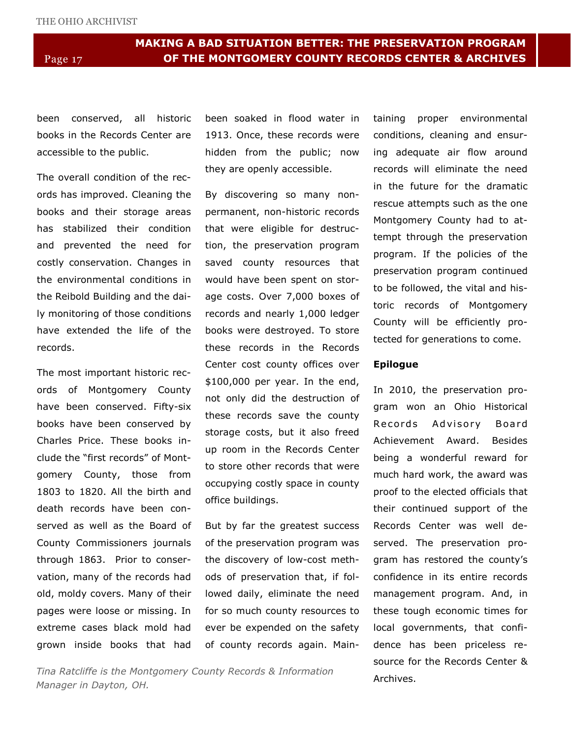been conserved, all historic books in the Records Center are accessible to the public.

The overall condition of the records has improved. Cleaning the books and their storage areas has stabilized their condition and prevented the need for costly conservation. Changes in the environmental conditions in the Reibold Building and the daily monitoring of those conditions have extended the life of the records.

The most important historic records of Montgomery County have been conserved. Fifty-six books have been conserved by Charles Price. These books include the "first records" of Montgomery County, those from 1803 to 1820. All the birth and death records have been conserved as well as the Board of County Commissioners journals through 1863. Prior to conservation, many of the records had old, moldy covers. Many of their pages were loose or missing. In extreme cases black mold had grown inside books that had been soaked in flood water in 1913. Once, these records were hidden from the public; now they are openly accessible.

By discovering so many non-permanent, non-historic records that were eligible for destruction, the preservation program saved county resources that would have been spent on storage costs. Over 7,000 boxes of records and nearly 1,000 ledger books were destroyed. To store these records in the Records Center cost county offices over $100,000 per year. In the end, not only did the destruction of these records save the county storage costs, but it also freed up room in the Records Center to store other records that were occupying costly space in county office buildings.

But by far the greatest success of the preservation program was the discovery of low-cost methods of preservation that, if followed daily, eliminate the need for so much county resources to ever be expended on the safety of county records again. Maintaining proper environmental conditions, cleaning and ensuring adequate air flow around records will eliminate the need in the future for the dramatic rescue attempts such as the one Montgomery County had to attempt through the preservation program. If the policies of the preservation program continued to be followed, the vital and historic records of Montgomery County will be efficiently protected for generations to come.

**Epilogue**

In 2010, the preservation program won an Ohio Historical Records Advisory Board Achievement Award. Besides being a wonderful reward for much hard work, the award was proof to the elected officials that their continued support of the Records Center was well deserved. The preservation program has restored the county's confidence in its entire records management program. And, in these tough economic times for local governments, that confidence has been priceless resource for the Records Center & Archives.

*Tina Ratcliffe is the Montgomery County Records & Information Manager in Dayton, OH.*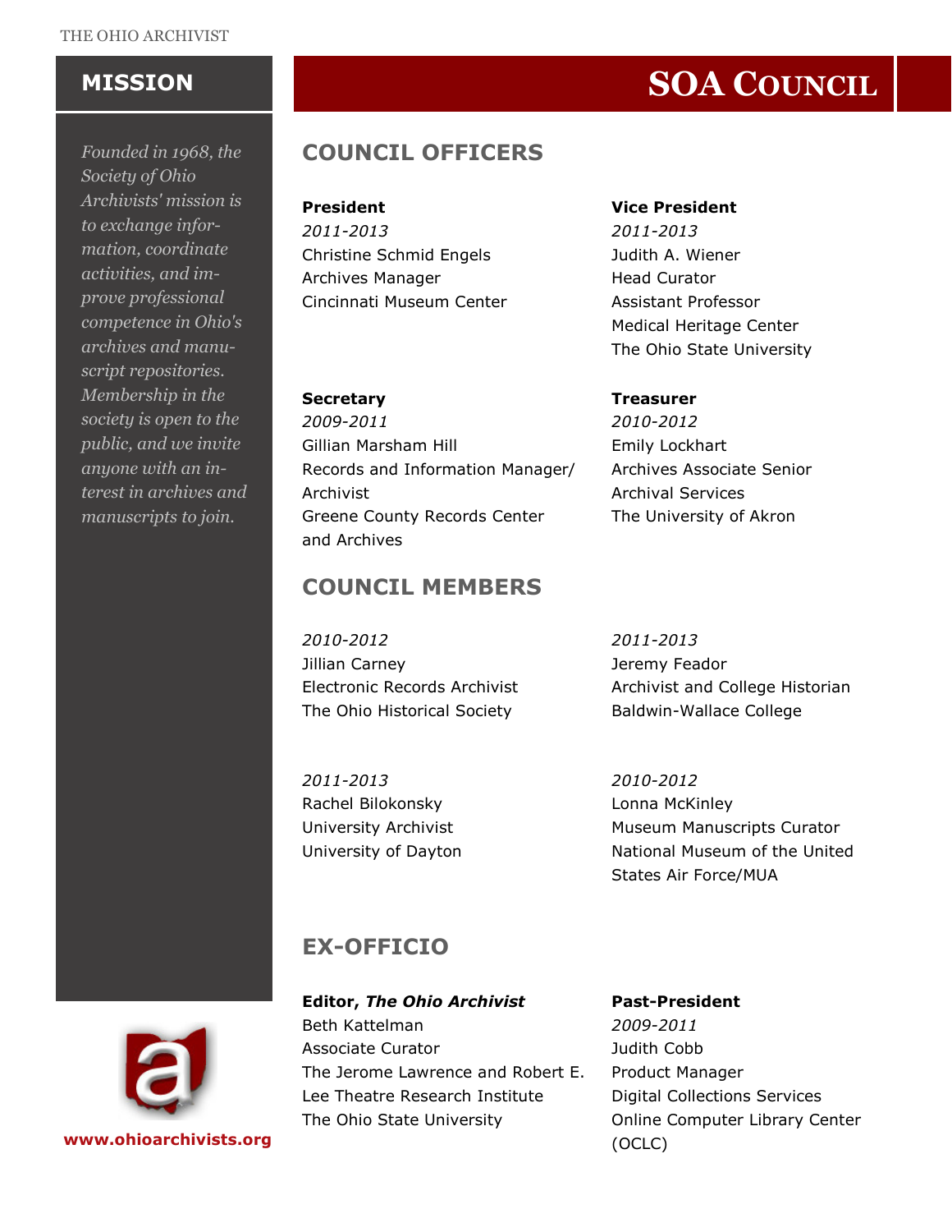## MISSION

*Founded in 1968, the Society of Ohio Archivists' mission is to exchange information, coordinate activities, and improve professional competence in Ohio's archives and manuscript repositories. Membership in the society is open to the public, and we invite anyone with an interest in archives and manuscripts to join.*

www.ohioarchivists.org

# SOA COUNCIL

## COUNCIL OFFICERS

**President**
*2011-2013*
Christine Schmid Engels
Archives Manager
Cincinnati Museum Center

**Vice President**
*2011-2013*
Judith A. Wiener
Head Curator
Assistant Professor
Medical Heritage Center
The Ohio State University

**Secretary**
*2009-2011*
Gillian Marsham Hill
Records and Information Manager/ Archivist
Greene County Records Center and Archives

**Treasurer**
*2010-2012*
Emily Lockhart
Archives Associate Senior
Archival Services
The University of Akron

## COUNCIL MEMBERS

*2010-2012*
Jillian Carney
Electronic Records Archivist
The Ohio Historical Society

*2011-2013*
Jeremy Feador
Archivist and College Historian
Baldwin-Wallace College

*2011-2013*
Rachel Bilokonsky
University Archivist
University of Dayton

*2010-2012*
Lonna McKinley
Museum Manuscripts Curator
National Museum of the United States Air Force/MUA

## EX-OFFICIO

**Editor, *The Ohio Archivist***
Beth Kattelman
Associate Curator
The Jerome Lawrence and Robert E. Lee Theatre Research Institute
The Ohio State University

**Past-President**
*2009-2011*
Judith Cobb
Product Manager
Digital Collections Services
Online Computer Library Center (OCLC)